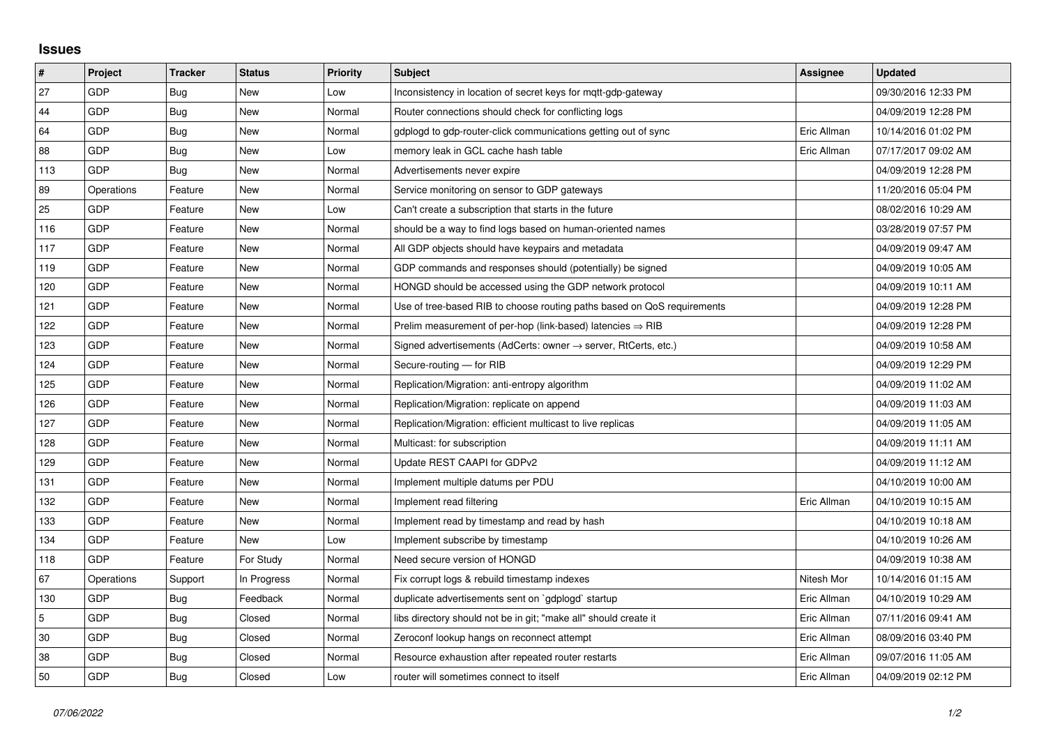## Issues

| # | Project | Tracker | Status | Priority | Subject | Assignee | Updated |
|---|---|---|---|---|---|---|---|
| 27 | GDP | Bug | New | Low | Inconsistency in location of secret keys for mqtt-gdp-gateway | | 09/30/2016 12:33 PM |
| 44 | GDP | Bug | New | Normal | Router connections should check for conflicting logs | | 04/09/2019 12:28 PM |
| 64 | GDP | Bug | New | Normal | gdplogd to gdp-router-click communications getting out of sync | Eric Allman | 10/14/2016 01:02 PM |
| 88 | GDP | Bug | New | Low | memory leak in GCL cache hash table | Eric Allman | 07/17/2017 09:02 AM |
| 113 | GDP | Bug | New | Normal | Advertisements never expire | | 04/09/2019 12:28 PM |
| 89 | Operations | Feature | New | Normal | Service monitoring on sensor to GDP gateways | | 11/20/2016 05:04 PM |
| 25 | GDP | Feature | New | Low | Can't create a subscription that starts in the future | | 08/02/2016 10:29 AM |
| 116 | GDP | Feature | New | Normal | should be a way to find logs based on human-oriented names | | 03/28/2019 07:57 PM |
| 117 | GDP | Feature | New | Normal | All GDP objects should have keypairs and metadata | | 04/09/2019 09:47 AM |
| 119 | GDP | Feature | New | Normal | GDP commands and responses should (potentially) be signed | | 04/09/2019 10:05 AM |
| 120 | GDP | Feature | New | Normal | HONGD should be accessed using the GDP network protocol | | 04/09/2019 10:11 AM |
| 121 | GDP | Feature | New | Normal | Use of tree-based RIB to choose routing paths based on QoS requirements | | 04/09/2019 12:28 PM |
| 122 | GDP | Feature | New | Normal | Prelim measurement of per-hop (link-based) latencies ⇒ RIB | | 04/09/2019 12:28 PM |
| 123 | GDP | Feature | New | Normal | Signed advertisements (AdCerts: owner → server, RtCerts, etc.) | | 04/09/2019 10:58 AM |
| 124 | GDP | Feature | New | Normal | Secure-routing — for RIB | | 04/09/2019 12:29 PM |
| 125 | GDP | Feature | New | Normal | Replication/Migration: anti-entropy algorithm | | 04/09/2019 11:02 AM |
| 126 | GDP | Feature | New | Normal | Replication/Migration: replicate on append | | 04/09/2019 11:03 AM |
| 127 | GDP | Feature | New | Normal | Replication/Migration: efficient multicast to live replicas | | 04/09/2019 11:05 AM |
| 128 | GDP | Feature | New | Normal | Multicast: for subscription | | 04/09/2019 11:11 AM |
| 129 | GDP | Feature | New | Normal | Update REST CAAPI for GDPv2 | | 04/09/2019 11:12 AM |
| 131 | GDP | Feature | New | Normal | Implement multiple datums per PDU | | 04/10/2019 10:00 AM |
| 132 | GDP | Feature | New | Normal | Implement read filtering | Eric Allman | 04/10/2019 10:15 AM |
| 133 | GDP | Feature | New | Normal | Implement read by timestamp and read by hash | | 04/10/2019 10:18 AM |
| 134 | GDP | Feature | New | Low | Implement subscribe by timestamp | | 04/10/2019 10:26 AM |
| 118 | GDP | Feature | For Study | Normal | Need secure version of HONGD | | 04/09/2019 10:38 AM |
| 67 | Operations | Support | In Progress | Normal | Fix corrupt logs & rebuild timestamp indexes | Nitesh Mor | 10/14/2016 01:15 AM |
| 130 | GDP | Bug | Feedback | Normal | duplicate advertisements sent on `gdplogd` startup | Eric Allman | 04/10/2019 10:29 AM |
| 5 | GDP | Bug | Closed | Normal | libs directory should not be in git; "make all" should create it | Eric Allman | 07/11/2016 09:41 AM |
| 30 | GDP | Bug | Closed | Normal | Zeroconf lookup hangs on reconnect attempt | Eric Allman | 08/09/2016 03:40 PM |
| 38 | GDP | Bug | Closed | Normal | Resource exhaustion after repeated router restarts | Eric Allman | 09/07/2016 11:05 AM |
| 50 | GDP | Bug | Closed | Low | router will sometimes connect to itself | Eric Allman | 04/09/2019 02:12 PM |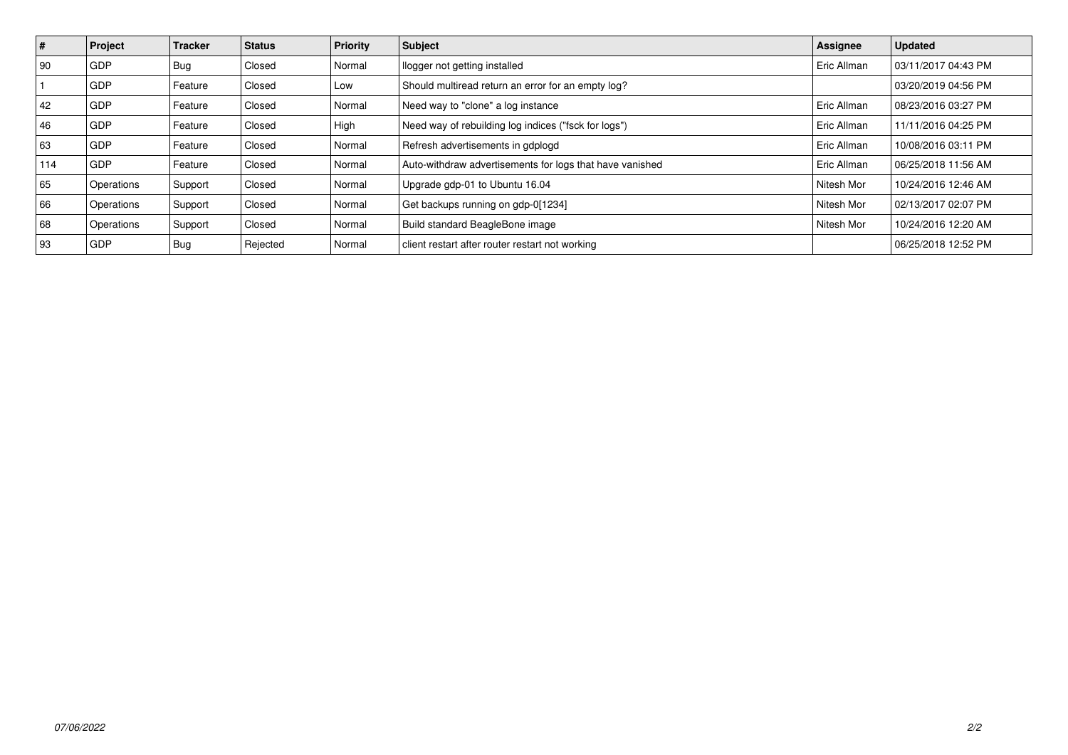| # | Project | Tracker | Status | Priority | Subject | Assignee | Updated |
|---|---|---|---|---|---|---|---|
| 90 | GDP | Bug | Closed | Normal | llogger not getting installed | Eric Allman | 03/11/2017 04:43 PM |
| 1 | GDP | Feature | Closed | Low | Should multiread return an error for an empty log? | | 03/20/2019 04:56 PM |
| 42 | GDP | Feature | Closed | Normal | Need way to "clone" a log instance | Eric Allman | 08/23/2016 03:27 PM |
| 46 | GDP | Feature | Closed | High | Need way of rebuilding log indices ("fsck for logs") | Eric Allman | 11/11/2016 04:25 PM |
| 63 | GDP | Feature | Closed | Normal | Refresh advertisements in gdplogd | Eric Allman | 10/08/2016 03:11 PM |
| 114 | GDP | Feature | Closed | Normal | Auto-withdraw advertisements for logs that have vanished | Eric Allman | 06/25/2018 11:56 AM |
| 65 | Operations | Support | Closed | Normal | Upgrade gdp-01 to Ubuntu 16.04 | Nitesh Mor | 10/24/2016 12:46 AM |
| 66 | Operations | Support | Closed | Normal | Get backups running on gdp-0[1234] | Nitesh Mor | 02/13/2017 02:07 PM |
| 68 | Operations | Support | Closed | Normal | Build standard BeagleBone image | Nitesh Mor | 10/24/2016 12:20 AM |
| 93 | GDP | Bug | Rejected | Normal | client restart after router restart not working | | 06/25/2018 12:52 PM |